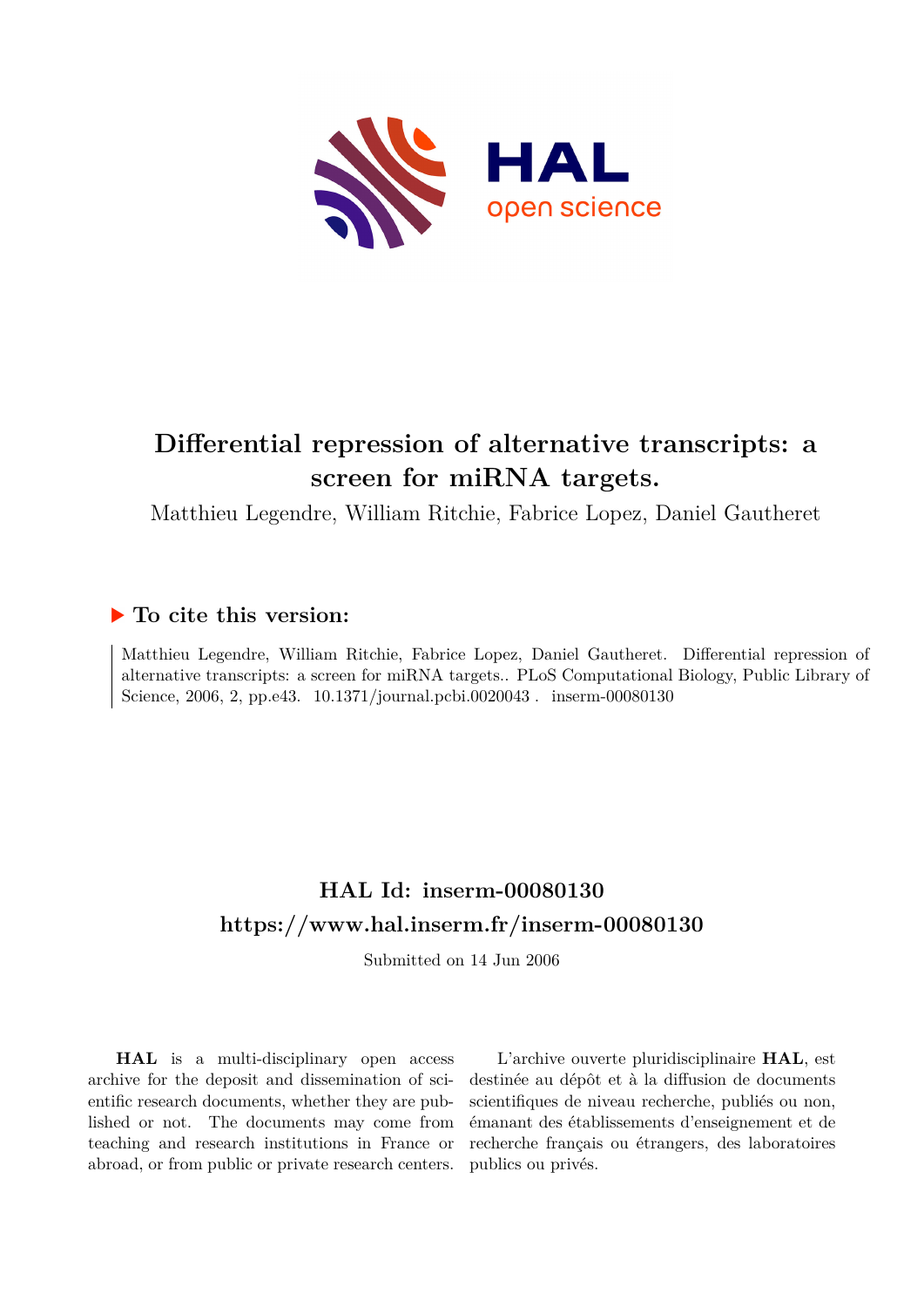# Differential repression of alternative transcripts: a screen for miRNA targets.

Matthieu Legendre, William Ritchie, Fabrice Lopez, Daniel Gautheret

## ▶ To cite this version:

Matthieu Legendre, William Ritchie, Fabrice Lopez, Daniel Gautheret. Differential repression of alternative transcripts: a screen for miRNA targets.. PLoS Computational Biology, Public Library of Science, 2006, 2, pp.e43. 10.1371/journal.pcbi.0020043 . inserm-00080130

## HAL Id: inserm-00080130
## https://www.hal.inserm.fr/inserm-00080130

Submitted on 14 Jun 2006

**HAL** is a multi-disciplinary open access archive for the deposit and dissemination of scientific research documents, whether they are published or not. The documents may come from teaching and research institutions in France or abroad, or from public or private research centers.

L'archive ouverte pluridisciplinaire **HAL**, est destinée au dépôt et à la diffusion de documents scientifiques de niveau recherche, publiés ou non, émanant des établissements d'enseignement et de recherche français ou étrangers, des laboratoires publics ou privés.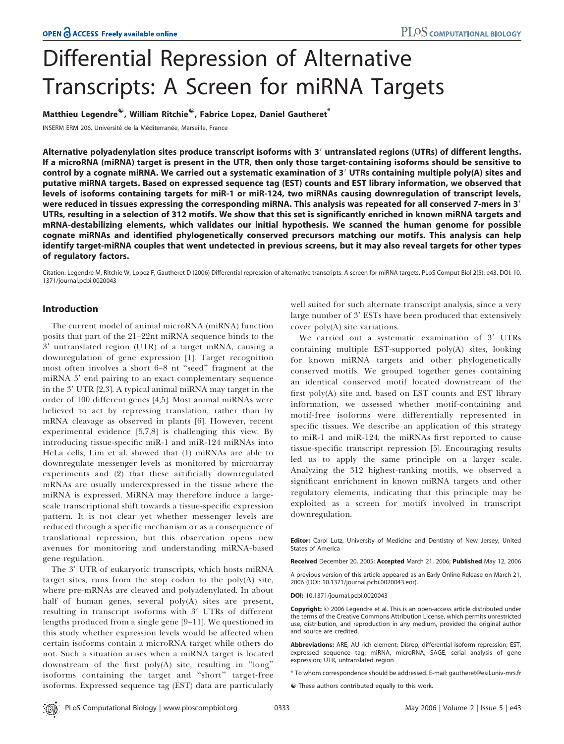# Differential Repression of Alternative Transcripts: A Screen for miRNA Targets

**Matthieu Legendre[☯], William Ritchie[☯], Fabrice Lopez, Daniel Gautheret[*]**

INSERM ERM 206, Université de la Méditerranée, Marseille, France

**Alternative polyadenylation sites produce transcript isoforms with 3′ untranslated regions (UTRs) of different lengths. If a microRNA (miRNA) target is present in the UTR, then only those target-containing isoforms should be sensitive to control by a cognate miRNA. We carried out a systematic examination of 3′ UTRs containing multiple poly(A) sites and putative miRNA targets. Based on expressed sequence tag (EST) counts and EST library information, we observed that levels of isoforms containing targets for miR-1 or miR-124, two miRNAs causing downregulation of transcript levels, were reduced in tissues expressing the corresponding miRNA. This analysis was repeated for all conserved 7-mers in 3′ UTRs, resulting in a selection of 312 motifs. We show that this set is significantly enriched in known miRNA targets and mRNA-destabilizing elements, which validates our initial hypothesis. We scanned the human genome for possible cognate miRNAs and identified phylogenetically conserved precursors matching our motifs. This analysis can help identify target-miRNA couples that went undetected in previous screens, but it may also reveal targets for other types of regulatory factors.**

Citation: Legendre M, Ritchie W, Lopez F, Gautheret D (2006) Differential repression of alternative transcripts: A screen for miRNA targets. PLoS Comput Biol 2(5): e43. DOI: 10.1371/journal.pcbi.0020043

## Introduction

The current model of animal microRNA (miRNA) function posits that part of the 21–22nt miRNA sequence binds to the 3′ untranslated region (UTR) of a target mRNA, causing a downregulation of gene expression [1]. Target recognition most often involves a short 6–8 nt "seed" fragment at the miRNA 5′ end pairing to an exact complementary sequence in the 3′ UTR [2,3]. A typical animal miRNA may target in the order of 100 different genes [4,5]. Most animal miRNAs were believed to act by repressing translation, rather than by mRNA cleavage as observed in plants [6]. However, recent experimental evidence [5,7,8] is challenging this view. By introducing tissue-specific miR-1 and miR-124 miRNAs into HeLa cells, Lim et al. showed that (1) miRNAs are able to downregulate messenger levels as monitored by microarray experiments and (2) that these artificially downregulated mRNAs are usually underexpressed in the tissue where the miRNA is expressed. MiRNA may therefore induce a large-scale transcriptional shift towards a tissue-specific expression pattern. It is not clear yet whether messenger levels are reduced through a specific mechanism or as a consequence of translational repression, but this observation opens new avenues for monitoring and understanding miRNA-based gene regulation.

The 3′ UTR of eukaryotic transcripts, which hosts miRNA target sites, runs from the stop codon to the poly(A) site, where pre-mRNAs are cleaved and polyadenylated. In about half of human genes, several poly(A) sites are present, resulting in transcript isoforms with 3′ UTRs of different lengths produced from a single gene [9–11]. We questioned in this study whether expression levels would be affected when certain isoforms contain a microRNA target while others do not. Such a situation arises when a miRNA target is located downstream of the first poly(A) site, resulting in "long" isoforms containing the target and "short" target-free isoforms. Expressed sequence tag (EST) data are particularly well suited for such alternate transcript analysis, since a very large number of 3′ ESTs have been produced that extensively cover poly(A) site variations.

We carried out a systematic examination of 3′ UTRs containing multiple EST-supported poly(A) sites, looking for known miRNA targets and other phylogenetically conserved motifs. We grouped together genes containing an identical conserved motif located downstream of the first poly(A) site and, based on EST counts and EST library information, we assessed whether motif-containing and motif-free isoforms were differentially represented in specific tissues. We describe an application of this strategy to miR-1 and miR-124, the miRNAs first reported to cause tissue-specific transcript repression [5]. Encouraging results led us to apply the same principle on a larger scale. Analyzing the 312 highest-ranking motifs, we observed a significant enrichment in known miRNA targets and other regulatory elements, indicating that this principle may be exploited as a screen for motifs involved in transcript downregulation.

**Editor:** Carol Lutz, University of Medicine and Dentistry of New Jersey, United States of America

**Received** December 20, 2005; **Accepted** March 21, 2006; **Published** May 12, 2006

A previous version of this article appeared as an Early Online Release on March 21, 2006 (DOI: 10.1371/journal.pcbi.0020043.eor).

**DOI:** 10.1371/journal.pcbi.0020043

**Copyright:** © 2006 Legendre et al. This is an open-access article distributed under the terms of the Creative Commons Attribution License, which permits unrestricted use, distribution, and reproduction in any medium, provided the original author and source are credited.

**Abbreviations:** ARE, AU-rich element; Disrep, differential isoform repression; EST, expressed sequence tag; miRNA, microRNA; SAGE, serial analysis of gene expression; UTR, untranslated region

* To whom correspondence should be addressed. E-mail: gautheret@esil.univ-mrs.fr

☯ These authors contributed equally to this work.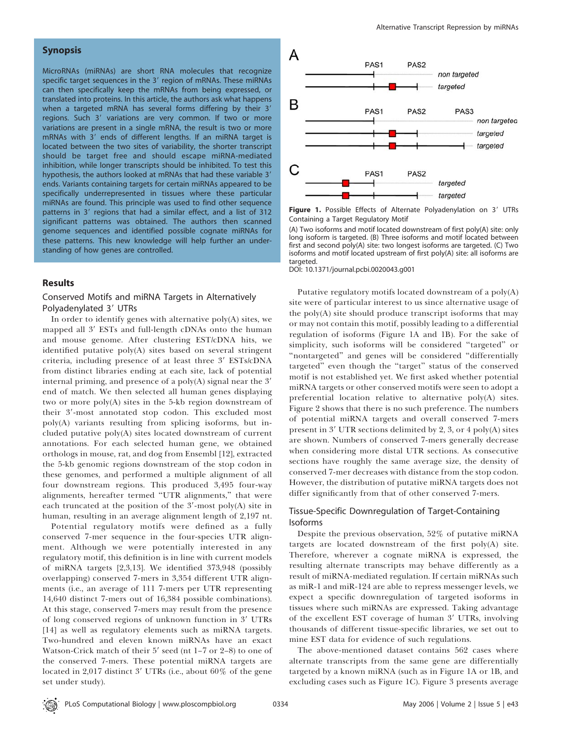## Synopsis

MicroRNAs (miRNAs) are short RNA molecules that recognize specific target sequences in the 3′ region of mRNAs. These miRNAs can then specifically keep the mRNAs from being expressed, or translated into proteins. In this article, the authors ask what happens when a targeted mRNA has several forms differing by their 3′ regions. Such 3′ variations are very common. If two or more variations are present in a single mRNA, the result is two or more mRNAs with 3′ ends of different lengths. If an miRNA target is located between the two sites of variability, the shorter transcript should be target free and should escape miRNA-mediated inhibition, while longer transcripts should be inhibited. To test this hypothesis, the authors looked at mRNAs that had these variable 3′ ends. Variants containing targets for certain miRNAs appeared to be specifically underrepresented in tissues where these particular miRNAs are found. This principle was used to find other sequence patterns in 3′ regions that had a similar effect, and a list of 312 significant patterns was obtained. The authors then scanned genome sequences and identified possible cognate miRNAs for these patterns. This new knowledge will help further an understanding of how genes are controlled.

## Results

### Conserved Motifs and miRNA Targets in Alternatively Polyadenylated 3′ UTRs

In order to identify genes with alternative poly(A) sites, we mapped all 3′ ESTs and full-length cDNAs onto the human and mouse genome. After clustering EST/cDNA hits, we identified putative poly(A) sites based on several stringent criteria, including presence of at least three 3′ ESTs/cDNA from distinct libraries ending at each site, lack of potential internal priming, and presence of a poly(A) signal near the 3′ end of match. We then selected all human genes displaying two or more poly(A) sites in the 5-kb region downstream of their 3′-most annotated stop codon. This excluded most poly(A) variants resulting from splicing isoforms, but included putative poly(A) sites located downstream of current annotations. For each selected human gene, we obtained orthologs in mouse, rat, and dog from Ensembl [12], extracted the 5-kb genomic regions downstream of the stop codon in these genomes, and performed a multiple alignment of all four downstream regions. This produced 3,495 four-way alignments, hereafter termed "UTR alignments," that were each truncated at the position of the 3′-most poly(A) site in human, resulting in an average alignment length of 2,197 nt.

Potential regulatory motifs were defined as a fully conserved 7-mer sequence in the four-species UTR alignment. Although we were potentially interested in any regulatory motif, this definition is in line with current models of miRNA targets [2,3,13]. We identified 373,948 (possibly overlapping) conserved 7-mers in 3,354 different UTR alignments (i.e., an average of 111 7-mers per UTR representing 14,640 distinct 7-mers out of 16,384 possible combinations). At this stage, conserved 7-mers may result from the presence of long conserved regions of unknown function in 3′ UTRs [14] as well as regulatory elements such as miRNA targets. Two-hundred and eleven known miRNAs have an exact Watson-Crick match of their 5′ seed (nt 1–7 or 2–8) to one of the conserved 7-mers. These potential miRNA targets are located in 2,017 distinct 3′ UTRs (i.e., about 60% of the gene set under study).

**Figure 1.** Possible Effects of Alternate Polyadenylation on 3′ UTRs Containing a Target Regulatory Motif

(A) Two isoforms and motif located downstream of first poly(A) site: only long isoform is targeted. (B) Three isoforms and motif located between first and second poly(A) site: two longest isoforms are targeted. (C) Two isoforms and motif located upstream of first poly(A) site: all isoforms are targeted.

DOI: 10.1371/journal.pcbi.0020043.g001

Putative regulatory motifs located downstream of a poly(A) site were of particular interest to us since alternative usage of the poly(A) site should produce transcript isoforms that may or may not contain this motif, possibly leading to a differential regulation of isoforms (Figure 1A and 1B). For the sake of simplicity, such isoforms will be considered "targeted" or "nontargeted" and genes will be considered "differentially targeted" even though the "target" status of the conserved motif is not established yet. We first asked whether potential miRNA targets or other conserved motifs were seen to adopt a preferential location relative to alternative poly(A) sites. Figure 2 shows that there is no such preference. The numbers of potential miRNA targets and overall conserved 7-mers present in 3′ UTR sections delimited by 2, 3, or 4 poly(A) sites are shown. Numbers of conserved 7-mers generally decrease when considering more distal UTR sections. As consecutive sections have roughly the same average size, the density of conserved 7-mer decreases with distance from the stop codon. However, the distribution of putative miRNA targets does not differ significantly from that of other conserved 7-mers.

### Tissue-Specific Downregulation of Target-Containing Isoforms

Despite the previous observation, 52% of putative miRNA targets are located downstream of the first poly(A) site. Therefore, wherever a cognate miRNA is expressed, the resulting alternate transcripts may behave differently as a result of miRNA-mediated regulation. If certain miRNAs such as miR-1 and miR-124 are able to repress messenger levels, we expect a specific downregulation of targeted isoforms in tissues where such miRNAs are expressed. Taking advantage of the excellent EST coverage of human 3′ UTRs, involving thousands of different tissue-specific libraries, we set out to mine EST data for evidence of such regulations.

The above-mentioned dataset contains 562 cases where alternate transcripts from the same gene are differentially targeted by a known miRNA (such as in Figure 1A or 1B, and excluding cases such as Figure 1C). Figure 3 presents average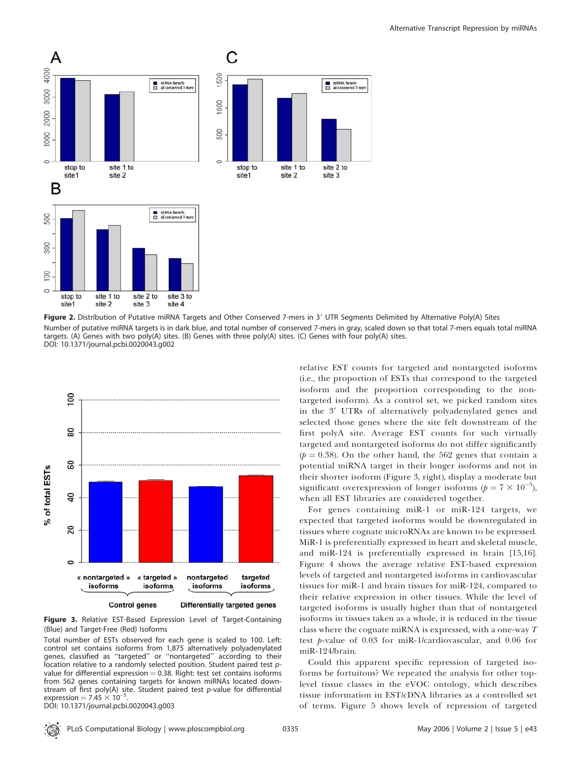**Figure 2.** Distribution of Putative miRNA Targets and Other Conserved 7-mers in 3′ UTR Segments Delimited by Alternative Poly(A) Sites

Number of putative miRNA targets is in dark blue, and total number of conserved 7-mers in gray, scaled down so that total 7-mers equals total miRNA targets. (A) Genes with two poly(A) sites. (B) Genes with three poly(A) sites. (C) Genes with four poly(A) sites.

DOI: 10.1371/journal.pcbi.0020043.g002

**Figure 3.** Relative EST-Based Expression Level of Target-Containing (Blue) and Target-Free (Red) Isoforms

Total number of ESTs observed for each gene is scaled to 100. Left: control set contains isoforms from 1,875 alternatively polyadenylated genes, classified as "targeted" or "nontargeted" according to their location relative to a randomly selected position. Student paired test $p$-value for differential expression = 0.38. Right: test set contains isoforms from 562 genes containing targets for known miRNAs located downstream of first poly(A) site. Student paired test $p$-value for differential expression = $7.45 \times 10^{-5}$.

DOI: 10.1371/journal.pcbi.0020043.g003

relative EST counts for targeted and nontargeted isoforms (i.e., the proportion of ESTs that correspond to the targeted isoform and the proportion corresponding to the nontargeted isoform). As a control set, we picked random sites in the 3′ UTRs of alternatively polyadenylated genes and selected those genes where the site felt downstream of the first polyA site. Average EST counts for such virtually targeted and nontargeted isoforms do not differ significantly ($p = 0.38$). On the other hand, the 562 genes that contain a potential miRNA target in their longer isoforms and not in their shorter isoform (Figure 3, right), display a moderate but significant overexpression of longer isoforms ($p = 7 \times 10^{-5}$), when all EST libraries are considered together.

For genes containing miR-1 or miR-124 targets, we expected that targeted isoforms would be downregulated in tissues where cognate microRNAs are known to be expressed. MiR-1 is preferentially expressed in heart and skeletal muscle, and miR-124 is preferentially expressed in brain [15,16]. Figure 4 shows the average relative EST-based expression levels of targeted and nontargeted isoforms in cardiovascular tissues for miR-1 and brain tissues for miR-124, compared to their relative expression in other tissues. While the level of targeted isoforms is usually higher than that of nontargeted isoforms in tissues taken as a whole, it is reduced in the tissue class where the cognate miRNA is expressed, with a one-way $T$ test $p$-value of 0.03 for miR-1/cardiovascular, and 0.06 for miR-124/brain.

Could this apparent specific repression of targeted isoforms be fortuitous? We repeated the analysis for other top-level tissue classes in the eVOC ontology, which describes tissue information in EST/cDNA libraries as a controlled set of terms. Figure 5 shows levels of repression of targeted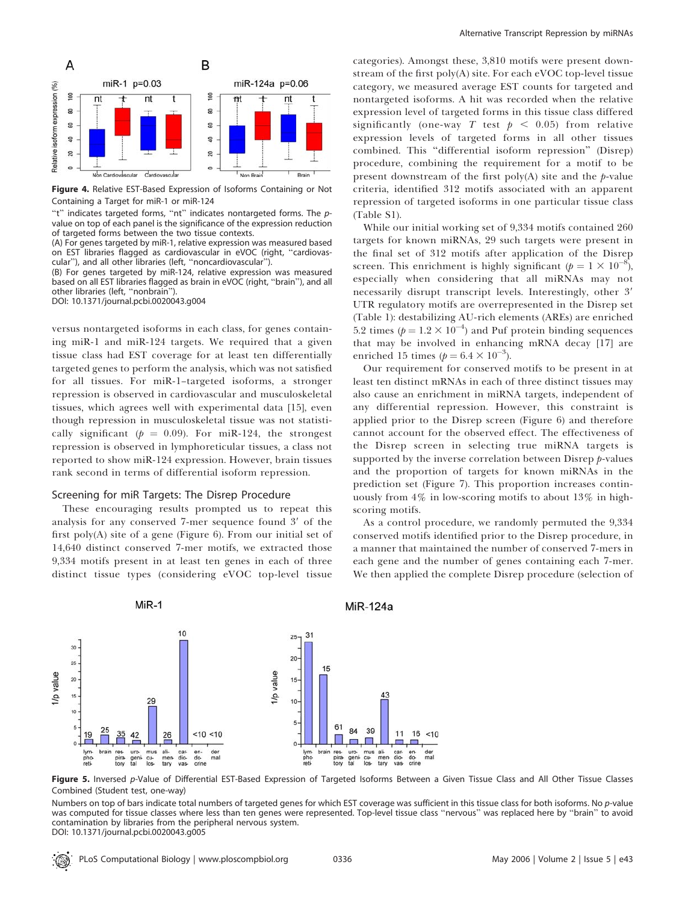**Figure 4.** Relative EST-Based Expression of Isoforms Containing or Not Containing a Target for miR-1 or miR-124

"t" indicates targeted forms, "nt" indicates nontargeted forms. The $p$-value on top of each panel is the significance of the expression reduction of targeted forms between the two tissue contexts.

(A) For genes targeted by miR-1, relative expression was measured based on EST libraries flagged as cardiovascular in eVOC (right, "cardiovascular"), and all other libraries (left, "noncardiovascular").

(B) For genes targeted by miR-124, relative expression was measured based on all EST libraries flagged as brain in eVOC (right, "brain"), and all other libraries (left, "nonbrain").

DOI: 10.1371/journal.pcbi.0020043.g004

versus nontargeted isoforms in each class, for genes containing miR-1 and miR-124 targets. We required that a given tissue class had EST coverage for at least ten differentially targeted genes to perform the analysis, which was not satisfied for all tissues. For miR-1–targeted isoforms, a stronger repression is observed in cardiovascular and musculoskeletal tissues, which agrees well with experimental data [15], even though repression in musculoskeletal tissue was not statistically significant ($p = 0.09$). For miR-124, the strongest repression is observed in lymphoreticular tissues, a class not reported to show miR-124 expression. However, brain tissues rank second in terms of differential isoform repression.

### Screening for miR Targets: The Disrep Procedure

These encouraging results prompted us to repeat this analysis for any conserved 7-mer sequence found 3′ of the first poly(A) site of a gene (Figure 6). From our initial set of 14,640 distinct conserved 7-mer motifs, we extracted those 9,334 motifs present in at least ten genes in each of three distinct tissue types (considering eVOC top-level tissue categories). Amongst these, 3,810 motifs were present downstream of the first poly(A) site. For each eVOC top-level tissue category, we measured average EST counts for targeted and nontargeted isoforms. A hit was recorded when the relative expression level of targeted forms in this tissue class differed significantly (one-way $T$ test $p < 0.05$) from relative expression levels of targeted forms in all other tissues combined. This "differential isoform repression" (Disrep) procedure, combining the requirement for a motif to be present downstream of the first poly(A) site and the $p$-value criteria, identified 312 motifs associated with an apparent repression of targeted isoforms in one particular tissue class (Table S1).

While our initial working set of 9,334 motifs contained 260 targets for known miRNAs, 29 such targets were present in the final set of 312 motifs after application of the Disrep screen. This enrichment is highly significant ($p = 1 \times 10^{-8}$), especially when considering that all miRNAs may not necessarily disrupt transcript levels. Interestingly, other 3′ UTR regulatory motifs are overrepresented in the Disrep set (Table 1): destabilizing AU-rich elements (AREs) are enriched 5.2 times ($p = 1.2 \times 10^{-4}$) and Puf protein binding sequences that may be involved in enhancing mRNA decay [17] are enriched 15 times ($p = 6.4 \times 10^{-3}$).

Our requirement for conserved motifs to be present in at least ten distinct mRNAs in each of three distinct tissues may also cause an enrichment in miRNA targets, independent of any differential repression. However, this constraint is applied prior to the Disrep screen (Figure 6) and therefore cannot account for the observed effect. The effectiveness of the Disrep screen in selecting true miRNA targets is supported by the inverse correlation between Disrep $p$-values and the proportion of targets for known miRNAs in the prediction set (Figure 7). This proportion increases continuously from 4% in low-scoring motifs to about 13% in high-scoring motifs.

As a control procedure, we randomly permuted the 9,334 conserved motifs identified prior to the Disrep procedure, in a manner that maintained the number of conserved 7-mers in each gene and the number of genes containing each 7-mer. We then applied the complete Disrep procedure (selection of

**Figure 5.** Inversed $p$-Value of Differential EST-Based Expression of Targeted Isoforms Between a Given Tissue Class and All Other Tissue Classes Combined (Student test, one-way)

Numbers on top of bars indicate total numbers of targeted genes for which EST coverage was sufficient in this tissue class for both isoforms. No $p$-value was computed for tissue classes where less than ten genes were represented. Top-level tissue class "nervous" was replaced here by "brain" to avoid contamination by libraries from the peripheral nervous system.

DOI: 10.1371/journal.pcbi.0020043.g005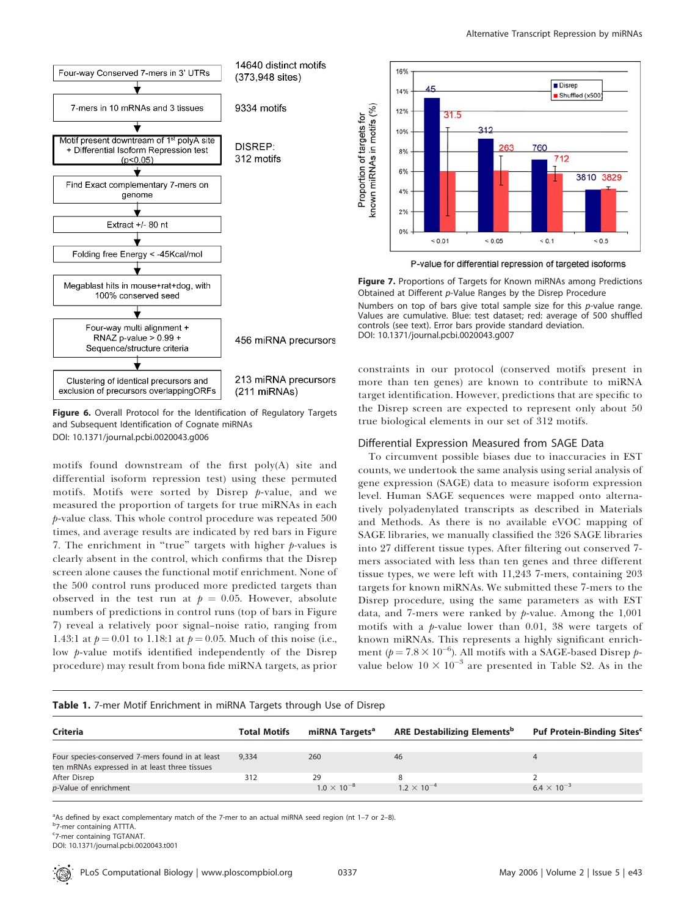Figure 6. Overall Protocol for the Identification of Regulatory Targets and Subsequent Identification of Cognate miRNAs

DOI: 10.1371/journal.pcbi.0020043.g006

Figure 7. Proportions of Targets for Known miRNAs among Predictions Obtained at Different *p*-Value Ranges by the Disrep Procedure

Numbers on top of bars give total sample size for this *p*-value range. Values are cumulative. Blue: test dataset; red: average of 500 shuffled controls (see text). Error bars provide standard deviation.

DOI: 10.1371/journal.pcbi.0020043.g007

motifs found downstream of the first poly(A) site and differential isoform repression test) using these permuted motifs. Motifs were sorted by Disrep *p*-value, and we measured the proportion of targets for true miRNAs in each *p*-value class. This whole control procedure was repeated 500 times, and average results are indicated by red bars in Figure 7. The enrichment in "true" targets with higher *p*-values is clearly absent in the control, which confirms that the Disrep screen alone causes the functional motif enrichment. None of the 500 control runs produced more predicted targets than observed in the test run at $p = 0.05$. However, absolute numbers of predictions in control runs (top of bars in Figure 7) reveal a relatively poor signal–noise ratio, ranging from 1.43:1 at $p = 0.01$ to 1.18:1 at $p = 0.05$. Much of this noise (i.e., low *p*-value motifs identified independently of the Disrep procedure) may result from bona fide miRNA targets, as prior constraints in our protocol (conserved motifs present in more than ten genes) are known to contribute to miRNA target identification. However, predictions that are specific to the Disrep screen are expected to represent only about 50 true biological elements in our set of 312 motifs.

## Differential Expression Measured from SAGE Data

To circumvent possible biases due to inaccuracies in EST counts, we undertook the same analysis using serial analysis of gene expression (SAGE) data to measure isoform expression level. Human SAGE sequences were mapped onto alternatively polyadenylated transcripts as described in Materials and Methods. As there is no available eVOC mapping of SAGE libraries, we manually classified the 326 SAGE libraries into 27 different tissue types. After filtering out conserved 7-mers associated with less than ten genes and three different tissue types, we were left with 11,243 7-mers, containing 203 targets for known miRNAs. We submitted these 7-mers to the Disrep procedure, using the same parameters as with EST data, and 7-mers were ranked by *p*-value. Among the 1,001 motifs with a *p*-value lower than 0.01, 38 were targets of known miRNAs. This represents a highly significant enrichment ($p = 7.8 \times 10^{-6}$). All motifs with a SAGE-based Disrep *p*-value below $10 \times 10^{-3}$ are presented in Table S2. As in the

**Table 1.** 7-mer Motif Enrichment in miRNA Targets through Use of Disrep

| Criteria | Total Motifs | miRNA Targets[a] | ARE Destabilizing Elements[b] | Puf Protein-Binding Sites[c] |
|---|---|---|---|---|
| Four species-conserved 7-mers found in at least ten mRNAs expressed in at least three tissues | 9,334 | 260 | 46 | 4 |
| After Disrep | 312 | 29 | 8 | 2 |
| *p*-Value of enrichment | | $1.0 \times 10^{-8}$ | $1.2 \times 10^{-4}$ | $6.4 \times 10^{-3}$ |

[a]As defined by exact complementary match of the 7-mer to an actual miRNA seed region (nt 1–7 or 2–8).
[b]7-mer containing ATTTA.
[c]7-mer containing TGTANAT.
DOI: 10.1371/journal.pcbi.0020043.t001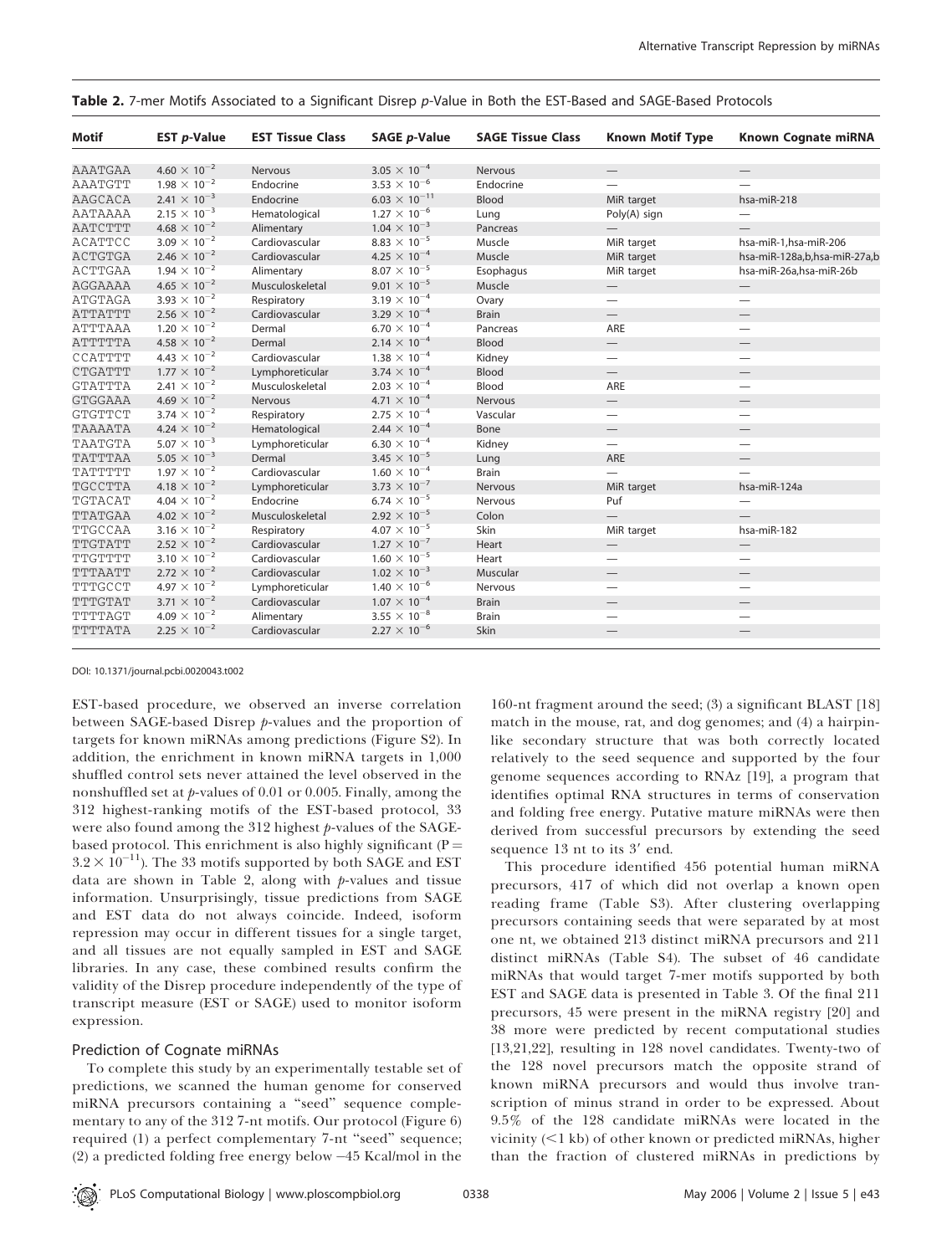**Table 2.** 7-mer Motifs Associated to a Significant Disrep *p*-Value in Both the EST-Based and SAGE-Based Protocols

| Motif | EST *p*-Value | EST Tissue Class | SAGE *p*-Value | SAGE Tissue Class | Known Motif Type | Known Cognate miRNA |
|---|---|---|---|---|---|---|
| AAATGAA | $4.60 \times 10^{-2}$ | Nervous | $3.05 \times 10^{-4}$ | Nervous | — | — |
| AAATGTT | $1.98 \times 10^{-2}$ | Endocrine | $3.53 \times 10^{-6}$ | Endocrine | — | — |
| AAGCACA | $2.41 \times 10^{-3}$ | Endocrine | $6.03 \times 10^{-11}$ | Blood | MiR target | hsa-miR-218 |
| AATAAAA | $2.15 \times 10^{-3}$ | Hematological | $1.27 \times 10^{-6}$ | Lung | Poly(A) sign | — |
| AATCTTT | $4.68 \times 10^{-2}$ | Alimentary | $1.04 \times 10^{-3}$ | Pancreas | — | — |
| ACATTCC | $3.09 \times 10^{-2}$ | Cardiovascular | $8.83 \times 10^{-5}$ | Muscle | MiR target | hsa-miR-1,hsa-miR-206 |
| ACTGTGA | $2.46 \times 10^{-2}$ | Cardiovascular | $4.25 \times 10^{-4}$ | Muscle | MiR target | hsa-miR-128a,b,hsa-miR-27a,b |
| ACTTGAA | $1.94 \times 10^{-2}$ | Alimentary | $8.07 \times 10^{-5}$ | Esophagus | MiR target | hsa-miR-26a,hsa-miR-26b |
| AGGAAAA | $4.65 \times 10^{-2}$ | Musculoskeletal | $9.01 \times 10^{-5}$ | Muscle | — | — |
| ATGTAGA | $3.93 \times 10^{-2}$ | Respiratory | $3.19 \times 10^{-4}$ | Ovary | — | — |
| ATTATTT | $2.56 \times 10^{-2}$ | Cardiovascular | $3.29 \times 10^{-4}$ | Brain | — | — |
| ATTTAAA | $1.20 \times 10^{-2}$ | Dermal | $6.70 \times 10^{-4}$ | Pancreas | ARE | — |
| ATTTTTA | $4.58 \times 10^{-2}$ | Dermal | $2.14 \times 10^{-4}$ | Blood | — | — |
| CCATTTT | $4.43 \times 10^{-2}$ | Cardiovascular | $1.38 \times 10^{-4}$ | Kidney | — | — |
| CTGATTT | $1.77 \times 10^{-2}$ | Lymphoreticular | $3.74 \times 10^{-4}$ | Blood | — | — |
| GTATTTA | $2.41 \times 10^{-2}$ | Musculoskeletal | $2.03 \times 10^{-4}$ | Blood | ARE | — |
| GTGGAAA | $4.69 \times 10^{-2}$ | Nervous | $4.71 \times 10^{-4}$ | Nervous | — | — |
| GTGTTCT | $3.74 \times 10^{-2}$ | Respiratory | $2.75 \times 10^{-4}$ | Vascular | — | — |
| TAAAATA | $4.24 \times 10^{-2}$ | Hematological | $2.44 \times 10^{-4}$ | Bone | — | — |
| TAATGTA | $5.07 \times 10^{-3}$ | Lymphoreticular | $6.30 \times 10^{-4}$ | Kidney | — | — |
| TATTTAA | $5.05 \times 10^{-3}$ | Dermal | $3.45 \times 10^{-5}$ | Lung | ARE | — |
| TATTTTT | $1.97 \times 10^{-2}$ | Cardiovascular | $1.60 \times 10^{-4}$ | Brain | — | — |
| TGCCTTA | $4.18 \times 10^{-2}$ | Lymphoreticular | $3.73 \times 10^{-7}$ | Nervous | MiR target | hsa-miR-124a |
| TGTACAT | $4.04 \times 10^{-2}$ | Endocrine | $6.74 \times 10^{-5}$ | Nervous | Puf | — |
| TTATGAA | $4.02 \times 10^{-2}$ | Musculoskeletal | $2.92 \times 10^{-5}$ | Colon | — | — |
| TTGCCAA | $3.16 \times 10^{-2}$ | Respiratory | $4.07 \times 10^{-5}$ | Skin | MiR target | hsa-miR-182 |
| TTGTATT | $2.52 \times 10^{-2}$ | Cardiovascular | $1.27 \times 10^{-7}$ | Heart | — | — |
| TTGTTTT | $3.10 \times 10^{-2}$ | Cardiovascular | $1.60 \times 10^{-5}$ | Heart | — | — |
| TTTAATT | $2.72 \times 10^{-2}$ | Cardiovascular | $1.02 \times 10^{-3}$ | Muscular | — | — |
| TTTGCCT | $4.97 \times 10^{-2}$ | Lymphoreticular | $1.40 \times 10^{-6}$ | Nervous | — | — |
| TTTGTAT | $3.71 \times 10^{-2}$ | Cardiovascular | $1.07 \times 10^{-4}$ | Brain | — | — |
| TTTTAGT | $4.09 \times 10^{-2}$ | Alimentary | $3.55 \times 10^{-8}$ | Brain | — | — |
| TTTTATA | $2.25 \times 10^{-2}$ | Cardiovascular | $2.27 \times 10^{-6}$ | Skin | — | — |

DOI: 10.1371/journal.pcbi.0020043.t002

EST-based procedure, we observed an inverse correlation between SAGE-based Disrep *p*-values and the proportion of targets for known miRNAs among predictions (Figure S2). In addition, the enrichment in known miRNA targets in 1,000 shuffled control sets never attained the level observed in the nonshuffled set at *p*-values of 0.01 or 0.005. Finally, among the 312 highest-ranking motifs of the EST-based protocol, 33 were also found among the 312 highest *p*-values of the SAGE-based protocol. This enrichment is also highly significant ($P = 3.2 \times 10^{-11}$). The 33 motifs supported by both SAGE and EST data are shown in Table 2, along with *p*-values and tissue information. Unsurprisingly, tissue predictions from SAGE and EST data do not always coincide. Indeed, isoform repression may occur in different tissues for a single target, and all tissues are not equally sampled in EST and SAGE libraries. In any case, these combined results confirm the validity of the Disrep procedure independently of the type of transcript measure (EST or SAGE) used to monitor isoform expression.

## Prediction of Cognate miRNAs

To complete this study by an experimentally testable set of predictions, we scanned the human genome for conserved miRNA precursors containing a "seed" sequence complementary to any of the 312 7-nt motifs. Our protocol (Figure 6) required (1) a perfect complementary 7-nt "seed" sequence; (2) a predicted folding free energy below −45 Kcal/mol in the 160-nt fragment around the seed; (3) a significant BLAST [18] match in the mouse, rat, and dog genomes; and (4) a hairpin-like secondary structure that was both correctly located relatively to the seed sequence and supported by the four genome sequences according to RNAz [19], a program that identifies optimal RNA structures in terms of conservation and folding free energy. Putative mature miRNAs were then derived from successful precursors by extending the seed sequence 13 nt to its 3′ end.

This procedure identified 456 potential human miRNA precursors, 417 of which did not overlap a known open reading frame (Table S3). After clustering overlapping precursors containing seeds that were separated by at most one nt, we obtained 213 distinct miRNA precursors and 211 distinct miRNAs (Table S4). The subset of 46 candidate miRNAs that would target 7-mer motifs supported by both EST and SAGE data is presented in Table 3. Of the final 211 precursors, 45 were present in the miRNA registry [20] and 38 more were predicted by recent computational studies [13,21,22], resulting in 128 novel candidates. Twenty-two of the 128 novel precursors match the opposite strand of known miRNA precursors and would thus involve transcription of minus strand in order to be expressed. About 9.5% of the 128 candidate miRNAs were located in the vicinity (<1 kb) of other known or predicted miRNAs, higher than the fraction of clustered miRNAs in predictions by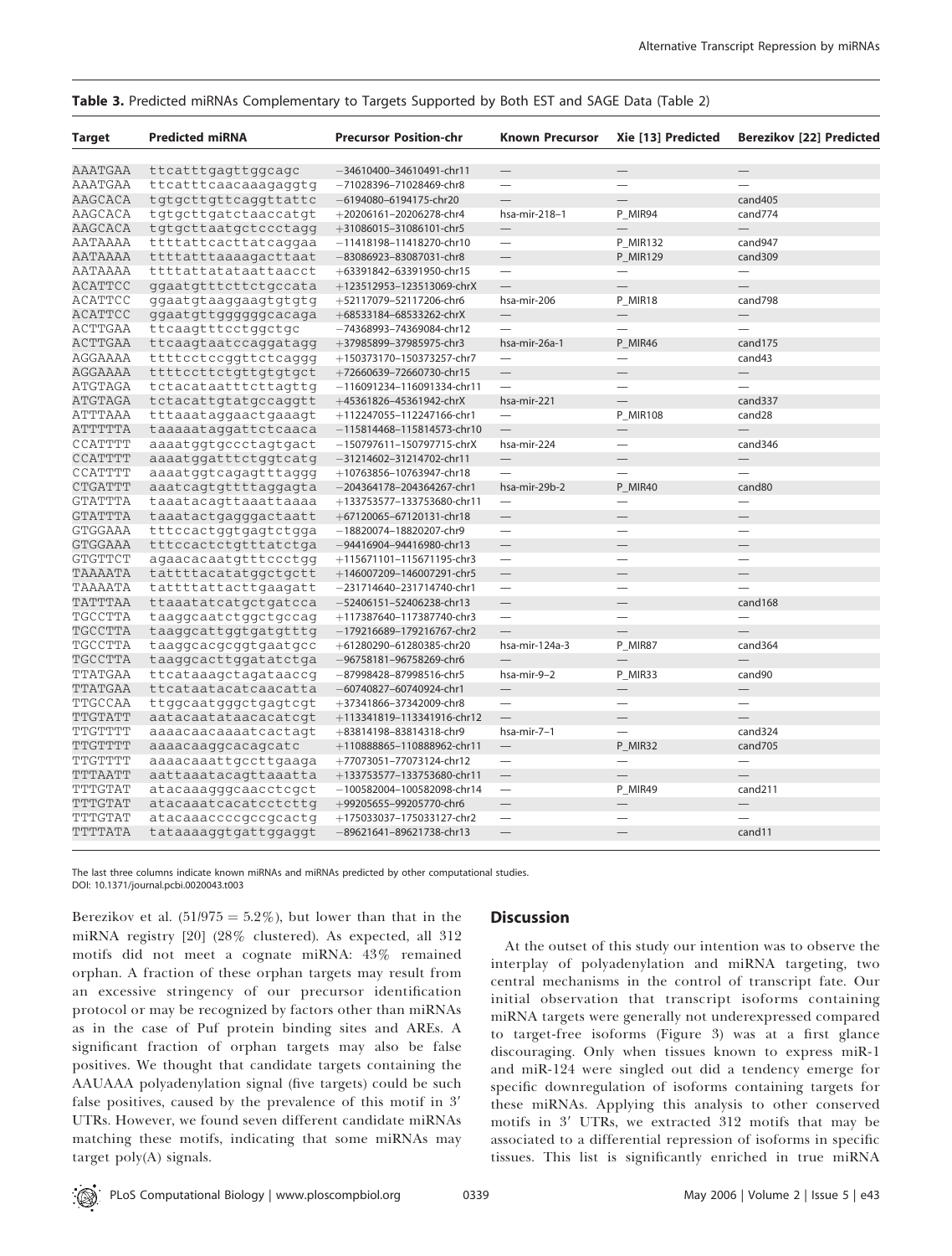**Table 3.** Predicted miRNAs Complementary to Targets Supported by Both EST and SAGE Data (Table 2)

| Target | Predicted miRNA | Precursor Position-chr | Known Precursor | Xie [13] Predicted | Berezikov [22] Predicted |
|---|---|---|---|---|---|
| AAATGAA | ttcatttgagttggcagc | −34610400–34610491-chr11 | — | — | — |
| AAATGAA | ttcatttcaacaaagaggtg | −71028396–71028469-chr8 | — | — | — |
| AAGCACA | tgtgcttgttcaggttattc | −6194080–6194175-chr20 | — | — | cand405 |
| AAGCACA | tgtgcttgatctaaccatgt | +20206161–20206278-chr4 | hsa-mir-218–1 | P_MIR94 | cand774 |
| AAGCACA | tgtgcttaatgctccctagg | +31086015–31086101-chr5 | — | — | — |
| AATAAAA | ttttattcacttatcaggaa | −11418198–11418270-chr10 | — | P_MIR132 | cand947 |
| AATAAAA | ttttatttaaaagacttaat | −83086923–83087031-chr8 | — | P_MIR129 | cand309 |
| AATAAAA | ttttattatataattaacct | +63391842–63391950-chr15 | — | — | — |
| ACATTCC | ggaatgtttcttctgccata | +123512953–123513069-chrX | — | — | — |
| ACATTCC | ggaatgtaaggaagtgtgtg | +52117079–52117206-chr6 | hsa-mir-206 | P_MIR18 | cand798 |
| ACATTCC | ggaatgttgggggggcacaga | +68533184–68533262-chrX | — | — | — |
| ACTTGAA | ttcaagtttcctggctgc | −74368993–74369084-chr12 | — | — | — |
| ACTTGAA | ttcaagtaatccaggatagg | +37985899–37985975-chr3 | hsa-mir-26a-1 | P_MIR46 | cand175 |
| AGGAAAA | ttttcctccggttctcaggg | +150373170–150373257-chr7 | — | — | cand43 |
| AGGAAAA | ttttccttctgttgtgtgct | +72660639–72660730-chr15 | — | — | — |
| ATGTAGA | tctacataatttcttagttg | −116091234–116091334-chr11 | — | — | — |
| ATGTAGA | tctacattgtatgccaggtt | +45361826–45361942-chrX | hsa-mir-221 | — | cand337 |
| ATTTAAA | tttaaataggaactgaaagt | +112247055–112247166-chr1 | — | P_MIR108 | cand28 |
| ATTTTTA | taaaaataggattctcaaca | −115814468–115814573-chr10 | — | — | — |
| CCATTTT | aaaatggtgccctagtgact | −150797611–150797715-chrX | hsa-mir-224 | — | cand346 |
| CCATTTT | aaaatggatttctggtcatg | −31214602–31214702-chr11 | — | — | — |
| CCATTTT | aaaatggtcagagtttaggg | +10763856–10763947-chr18 | — | — | — |
| CTGATTT | aaatcagtgttttaggagta | −204364178–204364267-chr1 | hsa-mir-29b-2 | P_MIR40 | cand80 |
| GTATTTA | taaatacagttaaattaaaa | +133753577–133753680-chr11 | — | — | — |
| GTATTTA | taaatactgagggactaatt | +67120065–67120131-chr18 | — | — | — |
| GTGGAAA | tttccactggtgagtctgga | −18820074–18820207-chr9 | — | — | — |
| GTGGAAA | tttccactctgtttatctga | −94416904–94416980-chr13 | — | — | — |
| GTGTTCT | agaacacaatgtttccctgg | +115671101–115671195-chr3 | — | — | — |
| TAAAATA | tattttacatatggctgctt | +146007209–146007291-chr5 | — | — | — |
| TAAAATA | tattttattacttgaagatt | −231714660–231714740-chr1 | — | — | — |
| TATTTAA | ttaaatatcatgctgatcca | −52406151–52406238-chr13 | — | — | cand168 |
| TGCCTTA | taaggcaatctggctgccag | +117387640–117387740-chr3 | — | — | — |
| TGCCTTA | taaggcattggtgatgtttg | −179216689–179216767-chr2 | — | — | — |
| TGCCTTA | taaggcacgcggtgaatgcc | +61280290–61280385-chr20 | hsa-mir-124a-3 | P_MIR87 | cand364 |
| TGCCTTA | taaggcacttggatatctga | −96758181–96758269-chr6 | — | — | — |
| TTATGAA | ttcataaagctagataaccg | −87998428–87998516-chr5 | hsa-mir-9–2 | P_MIR33 | cand90 |
| TTATGAA | ttcataatacatcaacatta | −60740827–60740924-chr1 | — | — | — |
| TTGCCAA | ttggcaatgggctgagtcgt | +37341866–37342009-chr8 | — | — | — |
| TTGTATT | aatacaatataacacatcgt | +113341819–113341916-chr12 | — | — | — |
| TTGTTTT | aaaacaacaaaatcactagt | +83814198–83814318-chr9 | hsa-mir-7–1 | — | cand324 |
| TTGTTTT | aaaacaaggcacagcatc | +110888865–110888962-chr11 | — | P_MIR32 | cand705 |
| TTGTTTT | aaaacaaattgccttgaaga | +77073051–77073124-chr12 | — | — | — |
| TTTAATT | aattaaatacagttaaatta | +133753577–133753680-chr11 | — | — | — |
| TTTGTAT | atacaaagggcaacctcgct | −100582004–100582098-chr14 | — | P_MIR49 | cand211 |
| TTTGTAT | atacaaatcacatcctcttg | +99205655–99205770-chr6 | — | — | — |
| TTTGTAT | atacaaaccccgccgcactg | +175033037–175033127-chr2 | — | — | — |
| TTTTATA | tataaaaggtgattggaggt | −89621641–89621738-chr13 | — | — | cand11 |

The last three columns indicate known miRNAs and miRNAs predicted by other computational studies.
DOI: 10.1371/journal.pcbi.0020043.t003

Berezikov et al. ($51/975 = 5.2\%$), but lower than that in the miRNA registry [20] (28% clustered). As expected, all 312 motifs did not meet a cognate miRNA: 43% remained orphan. A fraction of these orphan targets may result from an excessive stringency of our precursor identification protocol or may be recognized by factors other than miRNAs as in the case of Puf protein binding sites and AREs. A significant fraction of orphan targets may also be false positives. We thought that candidate targets containing the AAUAAA polyadenylation signal (five targets) could be such false positives, caused by the prevalence of this motif in 3′ UTRs. However, we found seven different candidate miRNAs matching these motifs, indicating that some miRNAs may target poly(A) signals.

## Discussion

At the outset of this study our intention was to observe the interplay of polyadenylation and miRNA targeting, two central mechanisms in the control of transcript fate. Our initial observation that transcript isoforms containing miRNA targets were generally not underexpressed compared to target-free isoforms (Figure 3) was at a first glance discouraging. Only when tissues known to express miR-1 and miR-124 were singled out did a tendency emerge for specific downregulation of isoforms containing targets for these miRNAs. Applying this analysis to other conserved motifs in 3′ UTRs, we extracted 312 motifs that may be associated to a differential repression of isoforms in specific tissues. This list is significantly enriched in true miRNA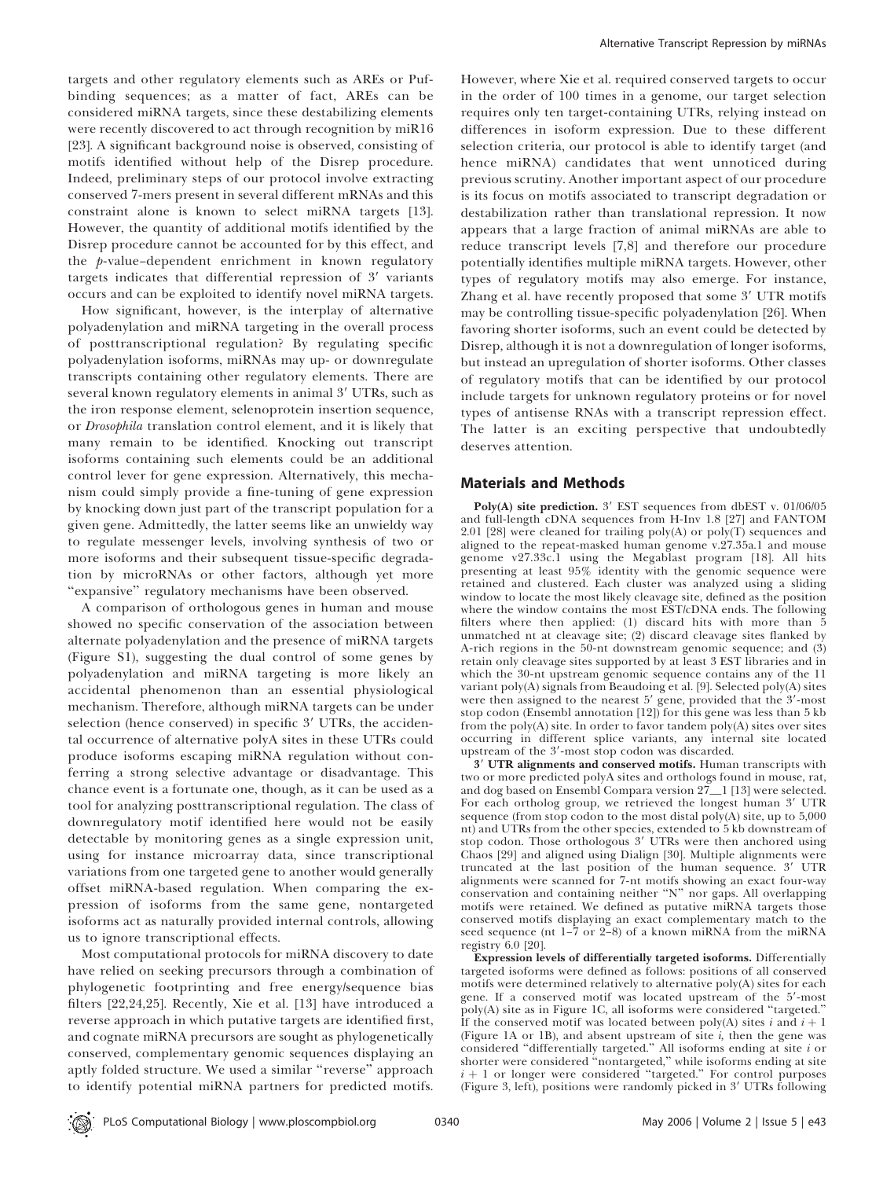targets and other regulatory elements such as AREs or Puf-binding sequences; as a matter of fact, AREs can be considered miRNA targets, since these destabilizing elements were recently discovered to act through recognition by miR16 [23]. A significant background noise is observed, consisting of motifs identified without help of the Disrep procedure. Indeed, preliminary steps of our protocol involve extracting conserved 7-mers present in several different mRNAs and this constraint alone is known to select miRNA targets [13]. However, the quantity of additional motifs identified by the Disrep procedure cannot be accounted for by this effect, and the *p*-value–dependent enrichment in known regulatory targets indicates that differential repression of 3′ variants occurs and can be exploited to identify novel miRNA targets.

How significant, however, is the interplay of alternative polyadenylation and miRNA targeting in the overall process of posttranscriptional regulation? By regulating specific polyadenylation isoforms, miRNAs may up- or downregulate transcripts containing other regulatory elements. There are several known regulatory elements in animal 3′ UTRs, such as the iron response element, selenoprotein insertion sequence, or *Drosophila* translation control element, and it is likely that many remain to be identified. Knocking out transcript isoforms containing such elements could be an additional control lever for gene expression. Alternatively, this mechanism could simply provide a fine-tuning of gene expression by knocking down just part of the transcript population for a given gene. Admittedly, the latter seems like an unwieldy way to regulate messenger levels, involving synthesis of two or more isoforms and their subsequent tissue-specific degradation by microRNAs or other factors, although yet more "expansive" regulatory mechanisms have been observed.

A comparison of orthologous genes in human and mouse showed no specific conservation of the association between alternate polyadenylation and the presence of miRNA targets (Figure S1), suggesting the dual control of some genes by polyadenylation and miRNA targeting is more likely an accidental phenomenon than an essential physiological mechanism. Therefore, although miRNA targets can be under selection (hence conserved) in specific 3′ UTRs, the accidental occurrence of alternative polyA sites in these UTRs could produce isoforms escaping miRNA regulation without conferring a strong selective advantage or disadvantage. This chance event is a fortunate one, though, as it can be used as a tool for analyzing posttranscriptional regulation. The class of downregulatory motif identified here would not be easily detectable by monitoring genes as a single expression unit, using for instance microarray data, since transcriptional variations from one targeted gene to another would generally offset miRNA-based regulation. When comparing the expression of isoforms from the same gene, nontargeted isoforms act as naturally provided internal controls, allowing us to ignore transcriptional effects.

Most computational protocols for miRNA discovery to date have relied on seeking precursors through a combination of phylogenetic footprinting and free energy/sequence bias filters [22,24,25]. Recently, Xie et al. [13] have introduced a reverse approach in which putative targets are identified first, and cognate miRNA precursors are sought as phylogenetically conserved, complementary genomic sequences displaying an aptly folded structure. We used a similar "reverse" approach to identify potential miRNA partners for predicted motifs. However, where Xie et al. required conserved targets to occur in the order of 100 times in a genome, our target selection requires only ten target-containing UTRs, relying instead on differences in isoform expression. Due to these different selection criteria, our protocol is able to identify target (and hence miRNA) candidates that went unnoticed during previous scrutiny. Another important aspect of our procedure is its focus on motifs associated to transcript degradation or destabilization rather than translational repression. It now appears that a large fraction of animal miRNAs are able to reduce transcript levels [7,8] and therefore our procedure potentially identifies multiple miRNA targets. However, other types of regulatory motifs may also emerge. For instance, Zhang et al. have recently proposed that some 3′ UTR motifs may be controlling tissue-specific polyadenylation [26]. When favoring shorter isoforms, such an event could be detected by Disrep, although it is not a downregulation of longer isoforms, but instead an upregulation of shorter isoforms. Other classes of regulatory motifs that can be identified by our protocol include targets for unknown regulatory proteins or for novel types of antisense RNAs with a transcript repression effect. The latter is an exciting perspective that undoubtedly deserves attention.

## Materials and Methods

**Poly(A) site prediction.** 3′ EST sequences from dbEST v. 01/06/05 and full-length cDNA sequences from H-Inv 1.8 [27] and FANTOM 2.01 [28] were cleaned for trailing poly(A) or poly(T) sequences and aligned to the repeat-masked human genome v.27.35a.1 and mouse genome v27.33c.1 using the Megablast program [18]. All hits presenting at least 95% identity with the genomic sequence were retained and clustered. Each cluster was analyzed using a sliding window to locate the most likely cleavage site, defined as the position where the window contains the most EST/cDNA ends. The following filters where then applied: (1) discard hits with more than 5 unmatched nt at cleavage site; (2) discard cleavage sites flanked by A-rich regions in the 50-nt downstream genomic sequence; and (3) retain only cleavage sites supported by at least 3 EST libraries and in which the 30-nt upstream genomic sequence contains any of the 11 variant poly(A) signals from Beaudoing et al. [9]. Selected poly(A) sites were then assigned to the nearest 5′ gene, provided that the 3′-most stop codon (Ensembl annotation [12]) for this gene was less than 5 kb from the poly(A) site. In order to favor tandem poly(A) sites over sites occurring in different splice variants, any internal site located upstream of the 3′-most stop codon was discarded.

**3′ UTR alignments and conserved motifs.** Human transcripts with two or more predicted polyA sites and orthologs found in mouse, rat, and dog based on Ensembl Compara version 27__1 [13] were selected. For each ortholog group, we retrieved the longest human 3′ UTR sequence (from stop codon to the most distal poly(A) site, up to 5,000 nt) and UTRs from the other species, extended to 5 kb downstream of stop codon. Those orthologous 3′ UTRs were then anchored using Chaos [29] and aligned using Dialign [30]. Multiple alignments were truncated at the last position of the human sequence. 3′ UTR alignments were scanned for 7-nt motifs showing an exact four-way conservation and containing neither "N" nor gaps. All overlapping motifs were retained. We defined as putative miRNA targets those conserved motifs displaying an exact complementary match to the seed sequence (nt 1–7 or 2–8) of a known miRNA from the miRNA registry 6.0 [20].

**Expression levels of differentially targeted isoforms.** Differentially targeted isoforms were defined as follows: positions of all conserved motifs were determined relatively to alternative poly(A) sites for each gene. If a conserved motif was located upstream of the 5′-most poly(A) site as in Figure 1C, all isoforms were considered "targeted." If the conserved motif was located between poly(A) sites $i$ and $i+1$ (Figure 1A or 1B), and absent upstream of site $i$, then the gene was considered "differentially targeted." All isoforms ending at site $i$ or shorter were considered "nontargeted," while isoforms ending at site $i+1$ or longer were considered "targeted." For control purposes (Figure 3, left), positions were randomly picked in 3′ UTRs following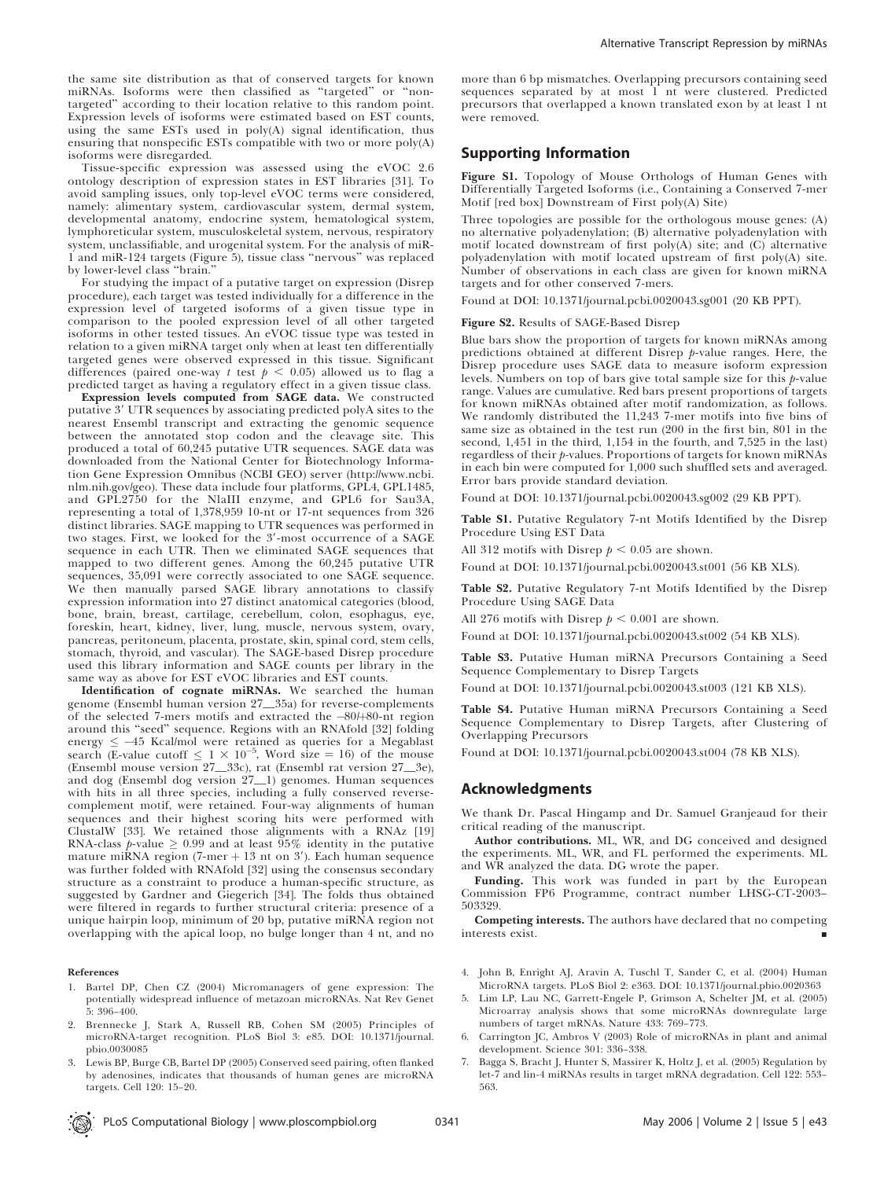the same site distribution as that of conserved targets for known miRNAs. Isoforms were then classified as "targeted" or "non-targeted" according to their location relative to this random point. Expression levels of isoforms were estimated based on EST counts, using the same ESTs used in poly(A) signal identification, thus ensuring that nonspecific ESTs compatible with two or more poly(A) isoforms were disregarded.

Tissue-specific expression was assessed using the eVOC 2.6 ontology description of expression states in EST libraries [31]. To avoid sampling issues, only top-level eVOC terms were considered, namely: alimentary system, cardiovascular system, dermal system, developmental anatomy, endocrine system, hematological system, lymphoreticular system, musculoskeletal system, nervous, respiratory system, unclassifiable, and urogenital system. For the analysis of miR-1 and miR-124 targets (Figure 5), tissue class "nervous" was replaced by lower-level class "brain."

For studying the impact of a putative target on expression (Disrep procedure), each target was tested individually for a difference in the expression level of targeted isoforms of a given tissue type in comparison to the pooled expression level of all other targeted isoforms in other tested tissues. An eVOC tissue type was tested in relation to a given miRNA target only when at least ten differentially targeted genes were observed expressed in this tissue. Significant differences (paired one-way $t$ test $p < 0.05$) allowed us to flag a predicted target as having a regulatory effect in a given tissue class.

**Expression levels computed from SAGE data.** We constructed putative 3′ UTR sequences by associating predicted polyA sites to the nearest Ensembl transcript and extracting the genomic sequence between the annotated stop codon and the cleavage site. This produced a total of 60,245 putative UTR sequences. SAGE data was downloaded from the National Center for Biotechnology Information Gene Expression Omnibus (NCBI GEO) server (http://www.ncbi.nlm.nih.gov/geo). These data include four platforms, GPL4, GPL1485, and GPL2750 for the NlaIII enzyme, and GPL6 for Sau3A, representing a total of 1,378,959 10-nt or 17-nt sequences from 326 distinct libraries. SAGE mapping to UTR sequences was performed in two stages. First, we looked for the 3′-most occurrence of a SAGE sequence in each UTR. Then we eliminated SAGE sequences that mapped to two different genes. Among the 60,245 putative UTR sequences, 35,091 were correctly associated to one SAGE sequence. We then manually parsed SAGE library annotations to classify expression information into 27 distinct anatomical categories (blood, bone, brain, breast, cartilage, cerebellum, colon, esophagus, eye, foreskin, heart, kidney, liver, lung, muscle, nervous system, ovary, pancreas, peritoneum, placenta, prostate, skin, spinal cord, stem cells, stomach, thyroid, and vascular). The SAGE-based Disrep procedure used this library information and SAGE counts per library in the same way as above for EST eVOC libraries and EST counts.

**Identification of cognate miRNAs.** We searched the human genome (Ensembl human version 27__35a) for reverse-complements of the selected 7-mers motifs and extracted the −80/+80-nt region around this "seed" sequence. Regions with an RNAfold [32] folding energy ≤ −45 Kcal/mol were retained as queries for a Megablast search (E-value cutoff $\leq 1 \times 10^{-5}$, Word size = 16) of the mouse (Ensembl mouse version 27__33c), rat (Ensembl rat version 27__3e), and dog (Ensembl dog version 27__1) genomes. Human sequences with hits in all three species, including a fully conserved reverse-complement motif, were retained. Four-way alignments of human sequences and their highest scoring hits were performed with ClustalW [33]. We retained those alignments with a RNAz [19] RNA-class $p$-value ≥ 0.99 and at least 95% identity in the putative mature miRNA region (7-mer + 13 nt on 3′). Each human sequence was further folded with RNAfold [32] using the consensus secondary structure as a constraint to produce a human-specific structure, as suggested by Gardner and Giegerich [34]. The folds thus obtained were filtered in regards to further structural criteria: presence of a unique hairpin loop, minimum of 20 bp, putative miRNA region not overlapping with the apical loop, no bulge longer than 4 nt, and no more than 6 bp mismatches. Overlapping precursors containing seed sequences separated by at most 1 nt were clustered. Predicted precursors that overlapped a known translated exon by at least 1 nt were removed.

## Supporting Information

**Figure S1.** Topology of Mouse Orthologs of Human Genes with Differentially Targeted Isoforms (i.e., Containing a Conserved 7-mer Motif [red box] Downstream of First poly(A) Site)

Three topologies are possible for the orthologous mouse genes: (A) no alternative polyadenylation; (B) alternative polyadenylation with motif located downstream of first poly(A) site; and (C) alternative polyadenylation with motif located upstream of first poly(A) site. Number of observations in each class are given for known miRNA targets and for other conserved 7-mers.

Found at DOI: 10.1371/journal.pcbi.0020043.sg001 (20 KB PPT).

**Figure S2.** Results of SAGE-Based Disrep

Blue bars show the proportion of targets for known miRNAs among predictions obtained at different Disrep $p$-value ranges. Here, the Disrep procedure uses SAGE data to measure isoform expression levels. Numbers on top of bars give total sample size for this $p$-value range. Values are cumulative. Red bars present proportions of targets for known miRNAs obtained after motif randomization, as follows. We randomly distributed the 11,243 7-mer motifs into five bins of same size as obtained in the test run (200 in the first bin, 801 in the second, 1,451 in the third, 1,154 in the fourth, and 7,525 in the last) regardless of their $p$-values. Proportions of targets for known miRNAs in each bin were computed for 1,000 such shuffled sets and averaged. Error bars provide standard deviation.

Found at DOI: 10.1371/journal.pcbi.0020043.sg002 (29 KB PPT).

**Table S1.** Putative Regulatory 7-nt Motifs Identified by the Disrep Procedure Using EST Data

All 312 motifs with Disrep $p < 0.05$ are shown.

Found at DOI: 10.1371/journal.pcbi.0020043.st001 (56 KB XLS).

**Table S2.** Putative Regulatory 7-nt Motifs Identified by the Disrep Procedure Using SAGE Data

All 276 motifs with Disrep $p < 0.001$ are shown.

Found at DOI: 10.1371/journal.pcbi.0020043.st002 (54 KB XLS).

**Table S3.** Putative Human miRNA Precursors Containing a Seed Sequence Complementary to Disrep Targets

Found at DOI: 10.1371/journal.pcbi.0020043.st003 (121 KB XLS).

**Table S4.** Putative Human miRNA Precursors Containing a Seed Sequence Complementary to Disrep Targets, after Clustering of Overlapping Precursors

Found at DOI: 10.1371/journal.pcbi.0020043.st004 (78 KB XLS).

## Acknowledgments

We thank Dr. Pascal Hingamp and Dr. Samuel Granjeaud for their critical reading of the manuscript.

**Author contributions.** ML, WR, and DG conceived and designed the experiments. ML, WR, and FL performed the experiments. ML and WR analyzed the data. DG wrote the paper.

**Funding.** This work was funded in part by the European Commission FP6 Programme, contract number LHSG-CT-2003–503329.

**Competing interests.** The authors have declared that no competing interests exist.

## References

1. Bartel DP, Chen CZ (2004) Micromanagers of gene expression: The potentially widespread influence of metazoan microRNAs. Nat Rev Genet 5: 396–400.
2. Brennecke J, Stark A, Russell RB, Cohen SM (2005) Principles of microRNA-target recognition. PLoS Biol 3: e85. DOI: 10.1371/journal.pbio.0030085
3. Lewis BP, Burge CB, Bartel DP (2005) Conserved seed pairing, often flanked by adenosines, indicates that thousands of human genes are microRNA targets. Cell 120: 15–20.
4. John B, Enright AJ, Aravin A, Tuschl T, Sander C, et al. (2004) Human MicroRNA targets. PLoS Biol 2: e363. DOI: 10.1371/journal.pbio.0020363
5. Lim LP, Lau NC, Garrett-Engele P, Grimson A, Schelter JM, et al. (2005) Microarray analysis shows that some microRNAs downregulate large numbers of target mRNAs. Nature 433: 769–773.
6. Carrington JC, Ambros V (2003) Role of microRNAs in plant and animal development. Science 301: 336–338.
7. Bagga S, Bracht J, Hunter S, Massirer K, Holtz J, et al. (2005) Regulation by let-7 and lin-4 miRNAs results in target mRNA degradation. Cell 122: 553–563.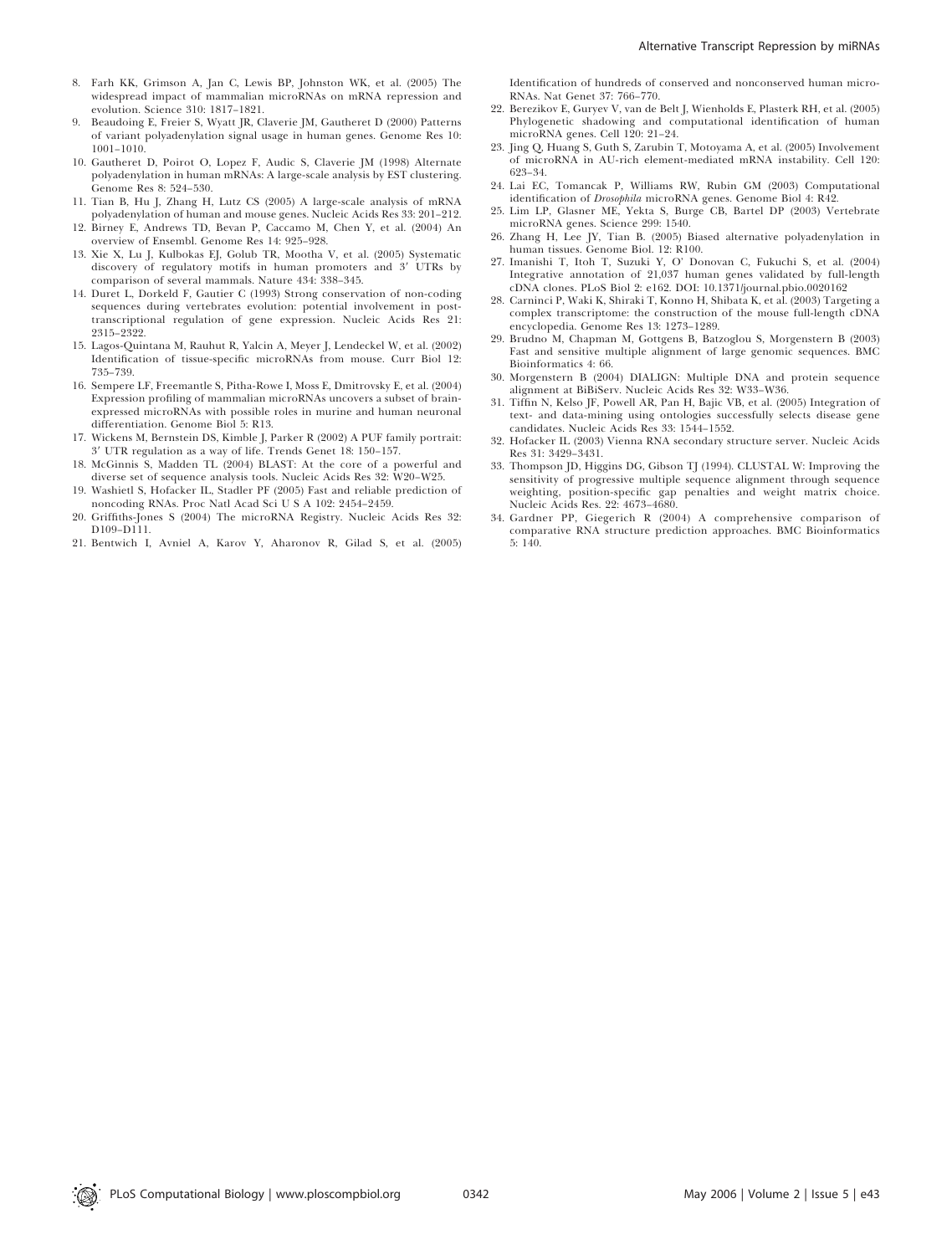8. Farh KK, Grimson A, Jan C, Lewis BP, Johnston WK, et al. (2005) The widespread impact of mammalian microRNAs on mRNA repression and evolution. Science 310: 1817–1821.
9. Beaudoing E, Freier S, Wyatt JR, Claverie JM, Gautheret D (2000) Patterns of variant polyadenylation signal usage in human genes. Genome Res 10: 1001–1010.
10. Gautheret D, Poirot O, Lopez F, Audic S, Claverie JM (1998) Alternate polyadenylation in human mRNAs: A large-scale analysis by EST clustering. Genome Res 8: 524–530.
11. Tian B, Hu J, Zhang H, Lutz CS (2005) A large-scale analysis of mRNA polyadenylation of human and mouse genes. Nucleic Acids Res 33: 201–212.
12. Birney E, Andrews TD, Bevan P, Caccamo M, Chen Y, et al. (2004) An overview of Ensembl. Genome Res 14: 925–928.
13. Xie X, Lu J, Kulbokas EJ, Golub TR, Mootha V, et al. (2005) Systematic discovery of regulatory motifs in human promoters and 3′ UTRs by comparison of several mammals. Nature 434: 338–345.
14. Duret L, Dorkeld F, Gautier C (1993) Strong conservation of non-coding sequences during vertebrates evolution: potential involvement in post-transcriptional regulation of gene expression. Nucleic Acids Res 21: 2315–2322.
15. Lagos-Quintana M, Rauhut R, Yalcin A, Meyer J, Lendeckel W, et al. (2002) Identification of tissue-specific microRNAs from mouse. Curr Biol 12: 735–739.
16. Sempere LF, Freemantle S, Pitha-Rowe I, Moss E, Dmitrovsky E, et al. (2004) Expression profiling of mammalian microRNAs uncovers a subset of brain-expressed microRNAs with possible roles in murine and human neuronal differentiation. Genome Biol 5: R13.
17. Wickens M, Bernstein DS, Kimble J, Parker R (2002) A PUF family portrait: 3′ UTR regulation as a way of life. Trends Genet 18: 150–157.
18. McGinnis S, Madden TL (2004) BLAST: At the core of a powerful and diverse set of sequence analysis tools. Nucleic Acids Res 32: W20–W25.
19. Washietl S, Hofacker IL, Stadler PF (2005) Fast and reliable prediction of noncoding RNAs. Proc Natl Acad Sci U S A 102: 2454–2459.
20. Griffiths-Jones S (2004) The microRNA Registry. Nucleic Acids Res 32: D109–D111.
21. Bentwich I, Avniel A, Karov Y, Aharonov R, Gilad S, et al. (2005) Identification of hundreds of conserved and nonconserved human microRNAs. Nat Genet 37: 766–770.
22. Berezikov E, Guryev V, van de Belt J, Wienholds E, Plasterk RH, et al. (2005) Phylogenetic shadowing and computational identification of human microRNA genes. Cell 120: 21–24.
23. Jing Q, Huang S, Guth S, Zarubin T, Motoyama A, et al. (2005) Involvement of microRNA in AU-rich element-mediated mRNA instability. Cell 120: 623–34.
24. Lai EC, Tomancak P, Williams RW, Rubin GM (2003) Computational identification of *Drosophila* microRNA genes. Genome Biol 4: R42.
25. Lim LP, Glasner ME, Yekta S, Burge CB, Bartel DP (2003) Vertebrate microRNA genes. Science 299: 1540.
26. Zhang H, Lee JY, Tian B. (2005) Biased alternative polyadenylation in human tissues. Genome Biol. 12: R100.
27. Imanishi T, Itoh T, Suzuki Y, O' Donovan C, Fukuchi S, et al. (2004) Integrative annotation of 21,037 human genes validated by full-length cDNA clones. PLoS Biol 2: e162. DOI: 10.1371/journal.pbio.0020162
28. Carninci P, Waki K, Shiraki T, Konno H, Shibata K, et al. (2003) Targeting a complex transcriptome: the construction of the mouse full-length cDNA encyclopedia. Genome Res 13: 1273–1289.
29. Brudno M, Chapman M, Gottgens B, Batzoglou S, Morgenstern B (2003) Fast and sensitive multiple alignment of large genomic sequences. BMC Bioinformatics 4: 66.
30. Morgenstern B (2004) DIALIGN: Multiple DNA and protein sequence alignment at BiBiServ. Nucleic Acids Res 32: W33–W36.
31. Tiffin N, Kelso JF, Powell AR, Pan H, Bajic VB, et al. (2005) Integration of text- and data-mining using ontologies successfully selects disease gene candidates. Nucleic Acids Res 33: 1544–1552.
32. Hofacker IL (2003) Vienna RNA secondary structure server. Nucleic Acids Res 31: 3429–3431.
33. Thompson JD, Higgins DG, Gibson TJ (1994). CLUSTAL W: Improving the sensitivity of progressive multiple sequence alignment through sequence weighting, position-specific gap penalties and weight matrix choice. Nucleic Acids Res. 22: 4673–4680.
34. Gardner PP, Giegerich R (2004) A comprehensive comparison of comparative RNA structure prediction approaches. BMC Bioinformatics 5: 140.